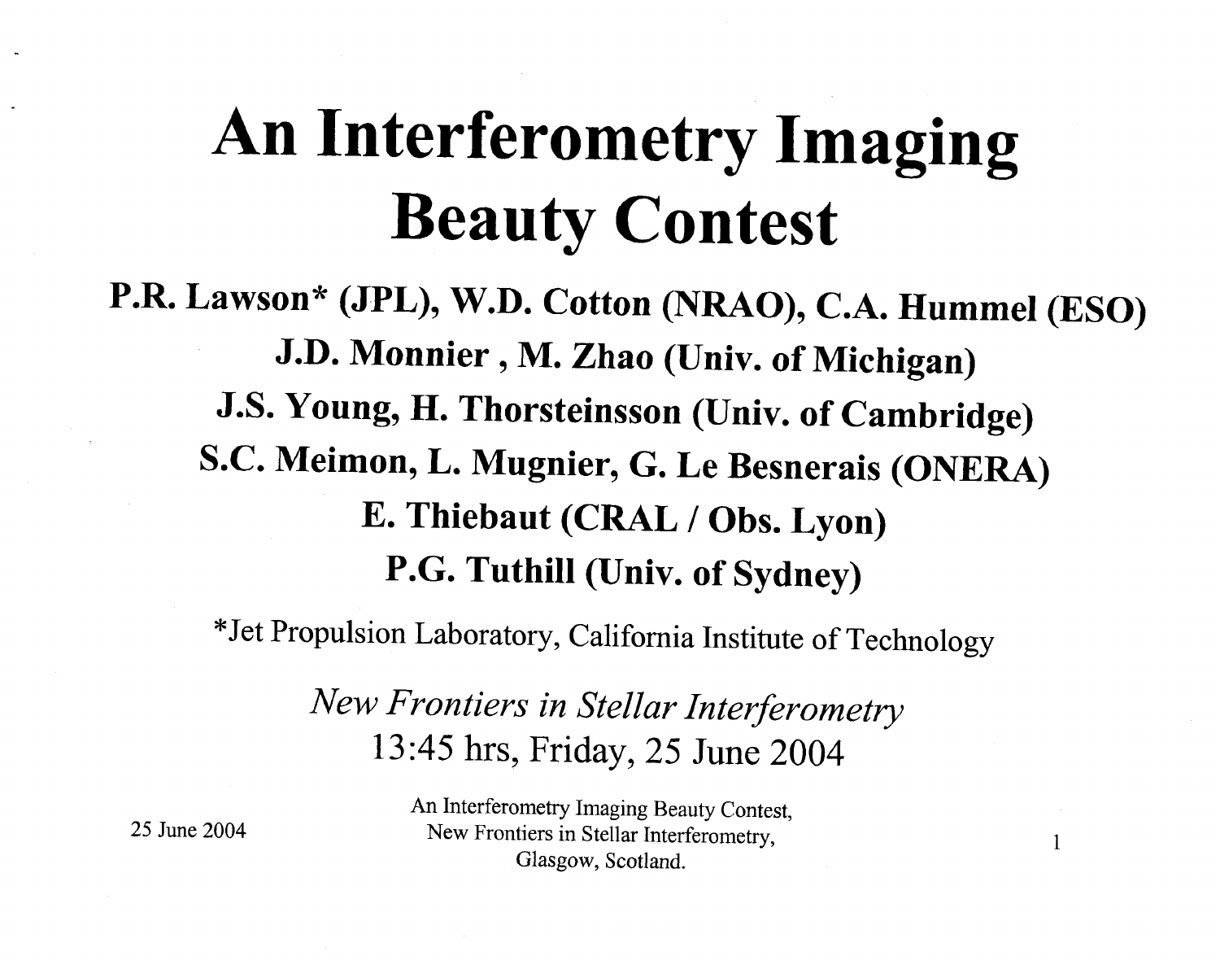# An Interferometry Imaging Beauty Contest

**P.R. Lawson* (JPL), W.D. Cotton (NRAO), C.A. Hummel (ESO)**

**J.D. Monnier , M. Zhao (Univ. of Michigan)**

**J.S. Young, H. Thorsteinsson (Univ. of Cambridge)**

**S.C. Meimon, L. Mugnier, G. Le Besnerais (ONERA)**

**E. Thiebaut (CRAL / Obs. Lyon)**

**P.G. Tuthill (Univ. of Sydney)**

*Jet Propulsion Laboratory, California Institute of Technology

*New Frontiers in Stellar Interferometry*

13:45 hrs, Friday, 25 June 2004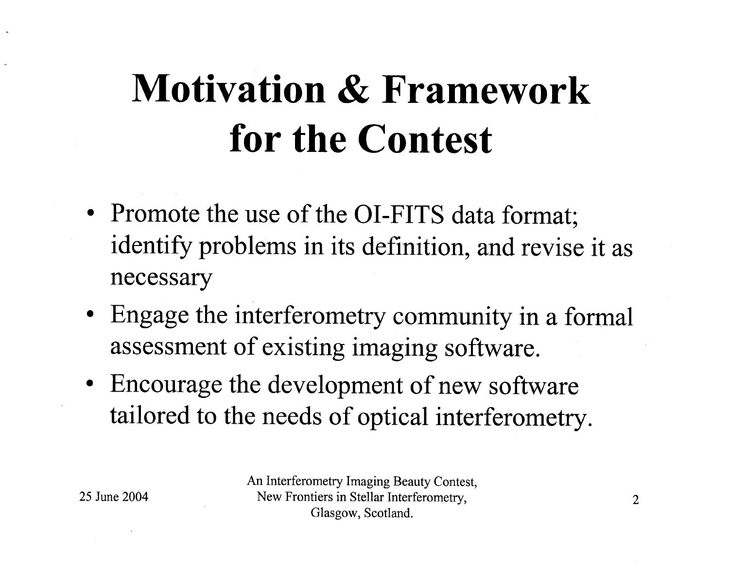# Motivation & Framework for the Contest

- Promote the use of the OI-FITS data format; identify problems in its definition, and revise it as necessary
- Engage the interferometry community in a formal assessment of existing imaging software.
- Encourage the development of new software tailored to the needs of optical interferometry.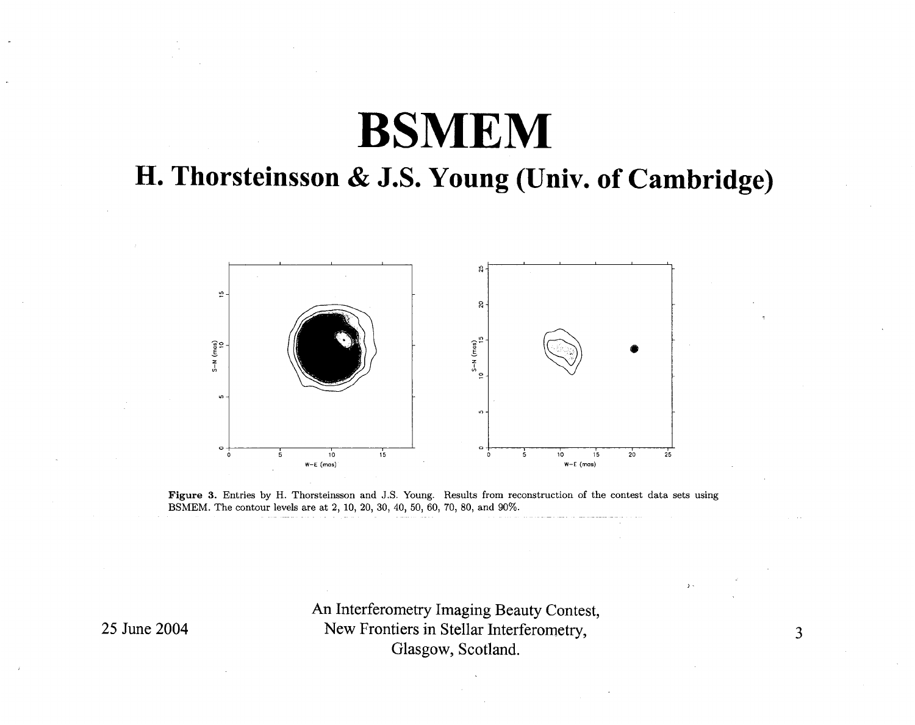# BSMEM

## H. Thorsteinsson & J.S. Young (Univ. of Cambridge)

**Figure 3.** Entries by H. Thorsteinsson and J.S. Young. Results from reconstruction of the contest data sets using BSMEM. The contour levels are at 2, 10, 20, 30, 40, 50, 60, 70, 80, and 90%.

25 June 2004

An Interferometry Imaging Beauty Contest, New Frontiers in Stellar Interferometry, Glasgow, Scotland.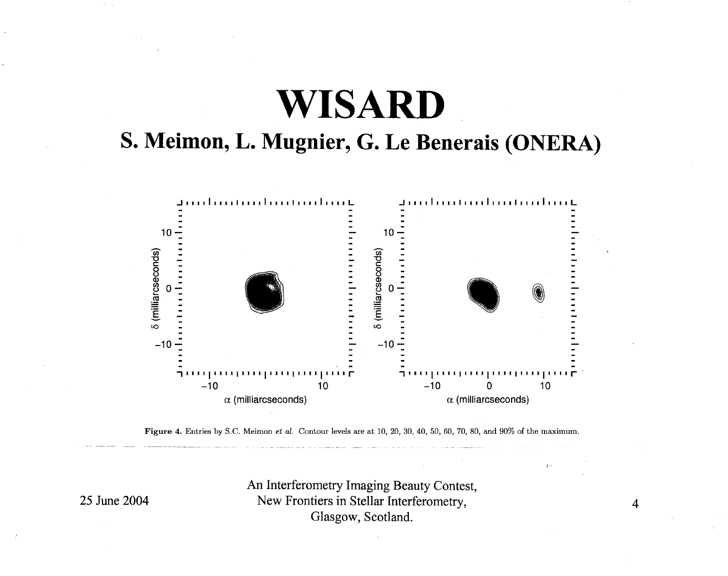# WISARD

## S. Meimon, L. Mugnier, G. Le Benerais (ONERA)

**Figure 4.** Entries by S.C. Meimon *et al.* Contour levels are at 10, 20, 30, 40, 50, 60, 70, 80, and 90% of the maximum.

An Interferometry Imaging Beauty Contest,
New Frontiers in Stellar Interferometry,
Glasgow, Scotland.

25 June 2004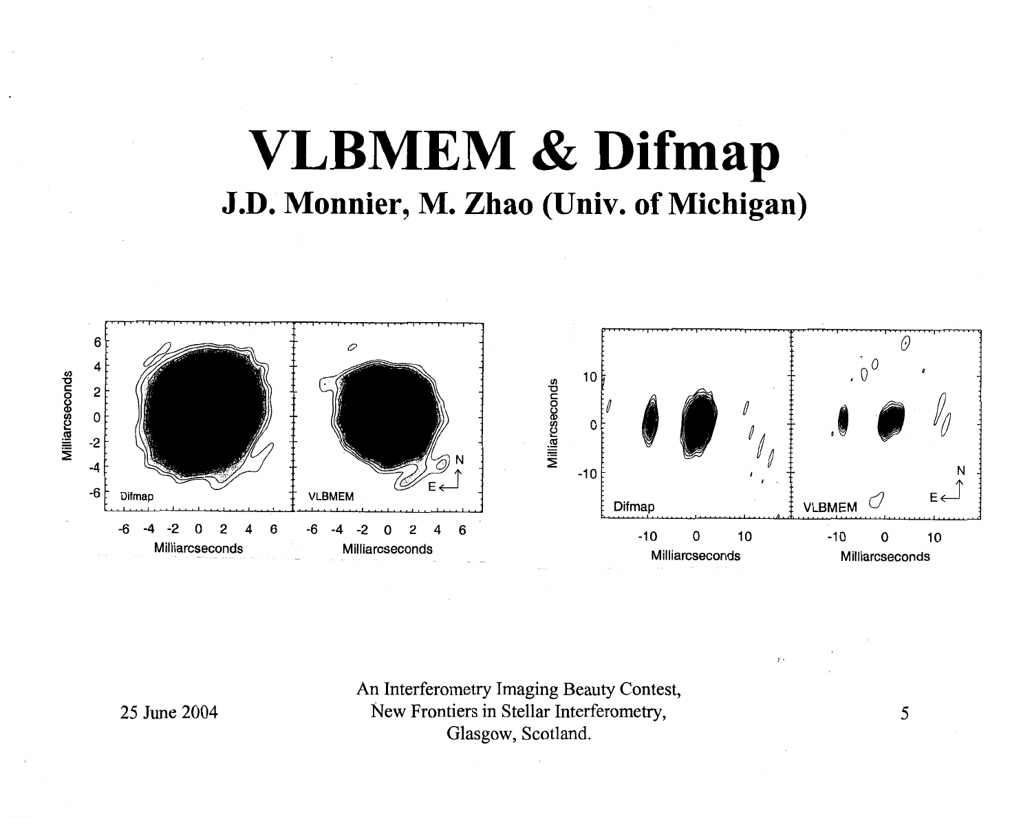# VLBMEM & Difmap

## J.D. Monnier, M. Zhao (Univ. of Michigan)

An Interferometry Imaging Beauty Contest,
New Frontiers in Stellar Interferometry,
Glasgow, Scotland.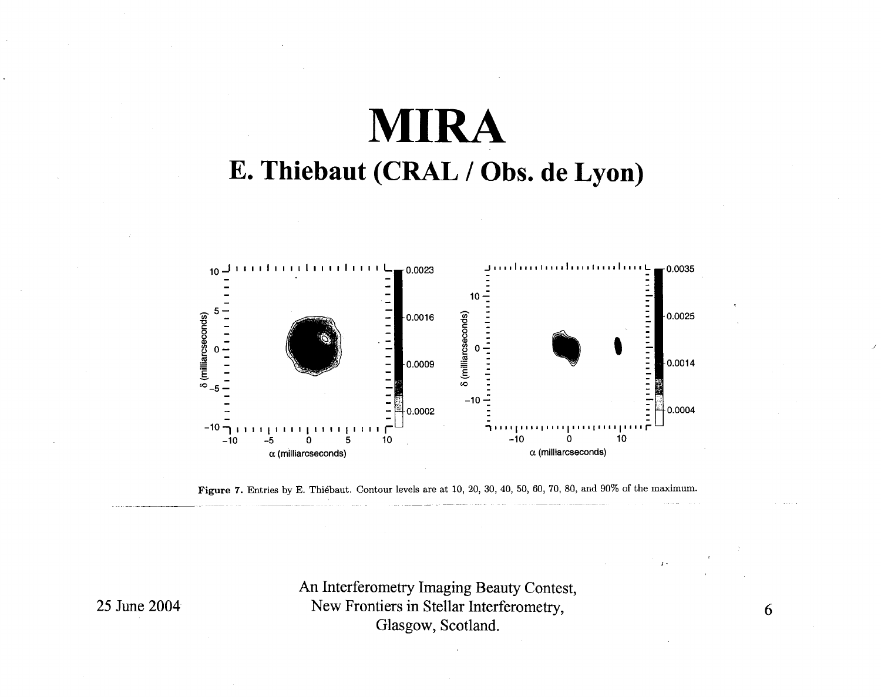# MIRA

## E. Thiebaut (CRAL / Obs. de Lyon)

**Figure 7.** Entries by E. Thiébaut. Contour levels are at 10, 20, 30, 40, 50, 60, 70, 80, and 90% of the maximum.

25 June 2004

An Interferometry Imaging Beauty Contest,
New Frontiers in Stellar Interferometry,
Glasgow, Scotland.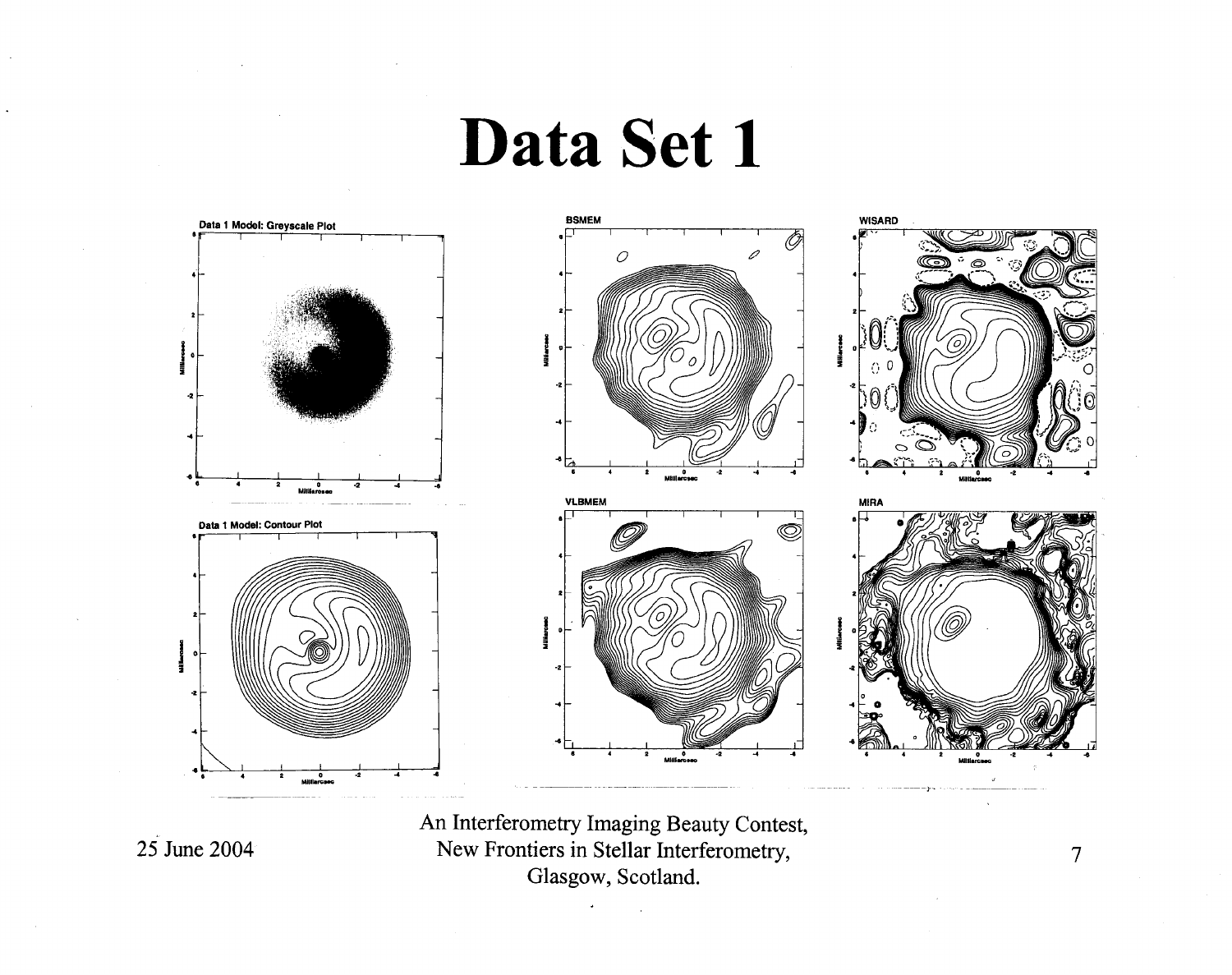# Data Set 1

Data 1 Model: Greyscale Plot

Data 1 Model: Contour Plot

BSMEM

WISARD

VLBMEM

MIRA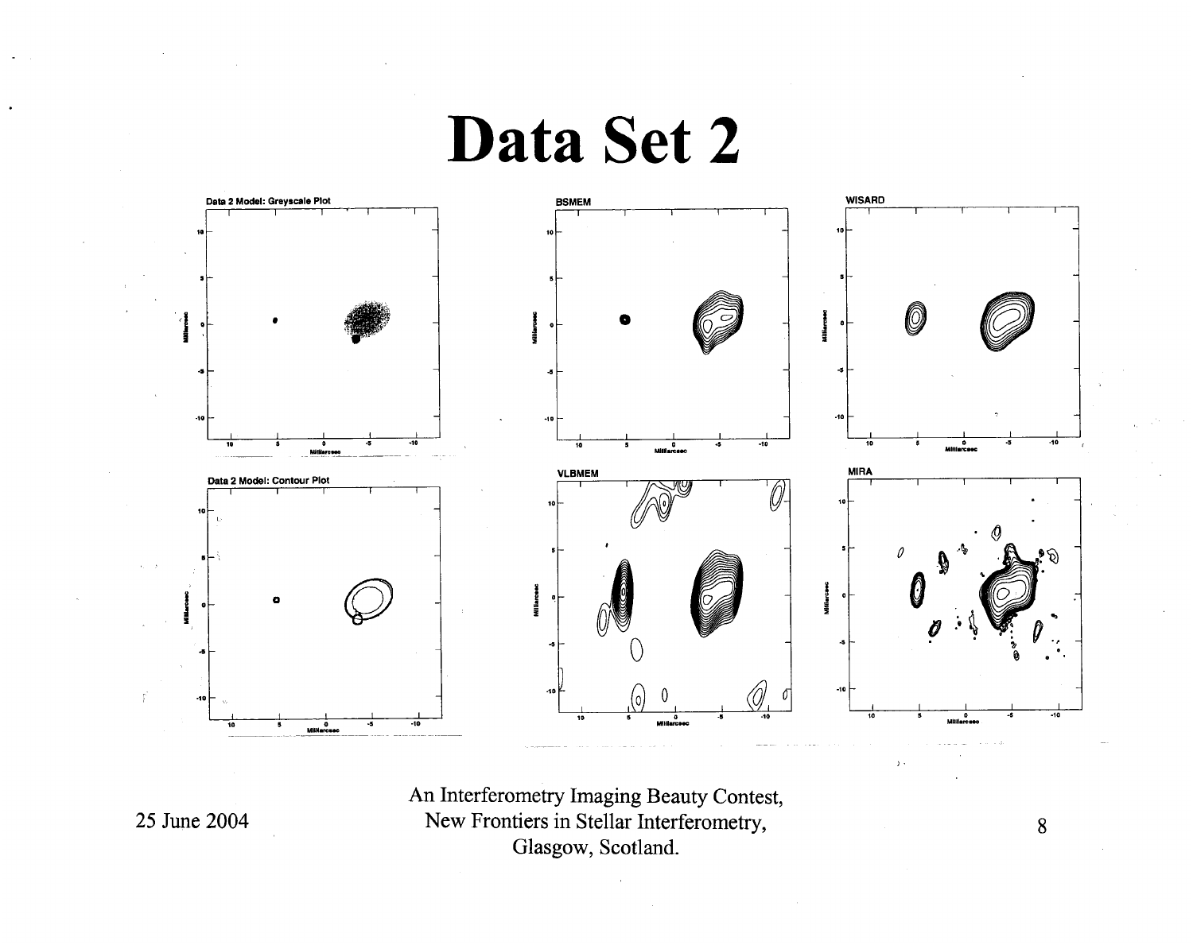# Data Set 2

Data 2 Model: Greyscale Plot

BSMEM

WISARD

Data 2 Model: Contour Plot

VLBMEM

MIRA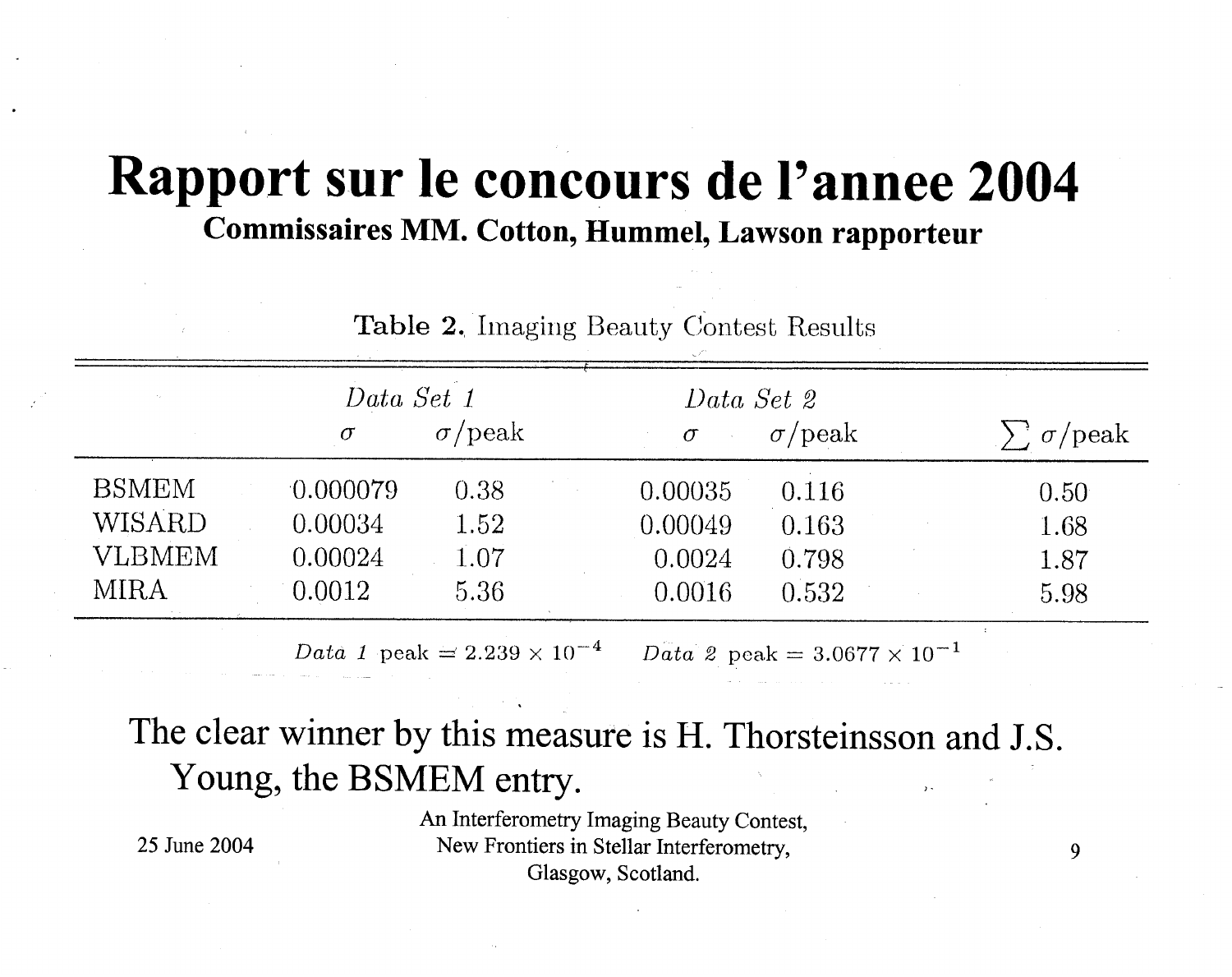# Rapport sur le concours de l'annee 2004

**Commissaires MM. Cotton, Hummel, Lawson rapporteur**

**Table 2.** Imaging Beauty Contest Results

| | *Data Set 1* | | *Data Set 2* | | |
|---|---|---|---|---|---|
| | $\sigma$ | $\sigma$/peak | $\sigma$ | $\sigma$/peak | $\sum \sigma$/peak |
| BSMEM | 0.000079 | 0.38 | 0.00035 | 0.116 | 0.50 |
| WISARD | 0.00034 | 1.52 | 0.00049 | 0.163 | 1.68 |
| VLBMEM | 0.00024 | 1.07 | 0.0024 | 0.798 | 1.87 |
| MIRA | 0.0012 | 5.36 | 0.0016 | 0.532 | 5.98 |

*Data 1* peak $= 2.239 \times 10^{-4}$ *Data 2* peak $= 3.0677 \times 10^{-1}$

The clear winner by this measure is H. Thorsteinsson and J.S. Young, the BSMEM entry.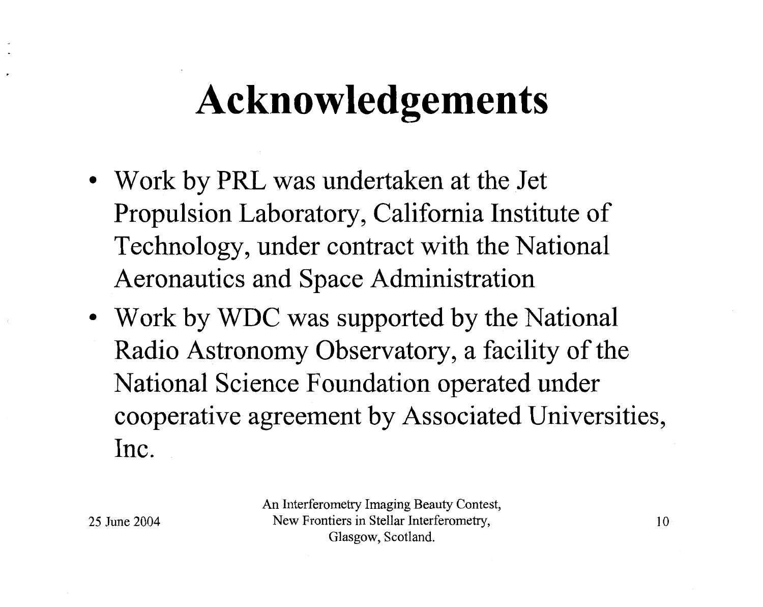# Acknowledgements

- Work by PRL was undertaken at the Jet Propulsion Laboratory, California Institute of Technology, under contract with the National Aeronautics and Space Administration
- Work by WDC was supported by the National Radio Astronomy Observatory, a facility of the National Science Foundation operated under cooperative agreement by Associated Universities, Inc.